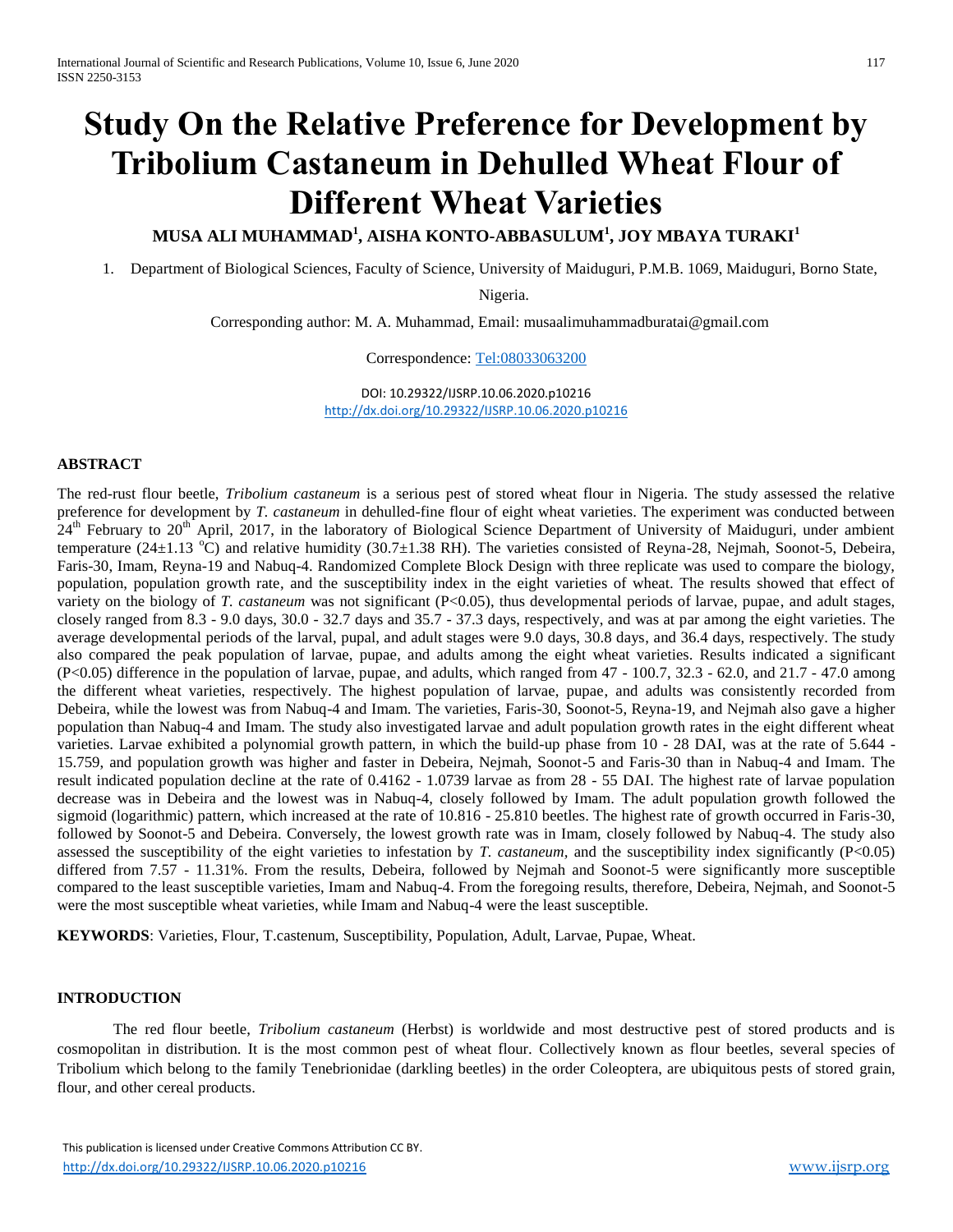# Study On the Relative Preference for Development by Tribolium Castaneum in Dehulled Wheat Flour of Different Wheat Varieties

**MUSA ALI MUHAMMAD[1], AISHA KONTO-ABBASULUM[1], JOY MBAYA TURAKI[1]**

1. Department of Biological Sciences, Faculty of Science, University of Maiduguri, P.M.B. 1069, Maiduguri, Borno State, Nigeria.

Corresponding author: M. A. Muhammad, Email: musaalimuhammadburatai@gmail.com

Correspondence: Tel:08033063200

DOI: 10.29322/IJSRP.10.06.2020.p10216
http://dx.doi.org/10.29322/IJSRP.10.06.2020.p10216

## ABSTRACT

The red-rust flour beetle, *Tribolium castaneum* is a serious pest of stored wheat flour in Nigeria. The study assessed the relative preference for development by *T. castaneum* in dehulled-fine flour of eight wheat varieties. The experiment was conducted between 24th February to 20th April, 2017, in the laboratory of Biological Science Department of University of Maiduguri, under ambient temperature (24±1.13 $^{o}$C) and relative humidity (30.7±1.38 RH). The varieties consisted of Reyna-28, Nejmah, Soonot-5, Debeira, Faris-30, Imam, Reyna-19 and Nabuq-4. Randomized Complete Block Design with three replicate was used to compare the biology, population, population growth rate, and the susceptibility index in the eight varieties of wheat. The results showed that effect of variety on the biology of *T. castaneum* was not significant ($P<0.05$), thus developmental periods of larvae, pupae, and adult stages, closely ranged from 8.3 - 9.0 days, 30.0 - 32.7 days and 35.7 - 37.3 days, respectively, and was at par among the eight varieties. The average developmental periods of the larval, pupal, and adult stages were 9.0 days, 30.8 days, and 36.4 days, respectively. The study also compared the peak population of larvae, pupae, and adults among the eight wheat varieties. Results indicated a significant ($P<0.05$) difference in the population of larvae, pupae, and adults, which ranged from 47 - 100.7, 32.3 - 62.0, and 21.7 - 47.0 among the different wheat varieties, respectively. The highest population of larvae, pupae, and adults was consistently recorded from Debeira, while the lowest was from Nabuq-4 and Imam. The varieties, Faris-30, Soonot-5, Reyna-19, and Nejmah also gave a higher population than Nabuq-4 and Imam. The study also investigated larvae and adult population growth rates in the eight different wheat varieties. Larvae exhibited a polynomial growth pattern, in which the build-up phase from 10 - 28 DAI, was at the rate of 5.644 - 15.759, and population growth was higher and faster in Debeira, Nejmah, Soonot-5 and Faris-30 than in Nabuq-4 and Imam. The result indicated population decline at the rate of 0.4162 - 1.0739 larvae as from 28 - 55 DAI. The highest rate of larvae population decrease was in Debeira and the lowest was in Nabuq-4, closely followed by Imam. The adult population growth followed the sigmoid (logarithmic) pattern, which increased at the rate of 10.816 - 25.810 beetles. The highest rate of growth occurred in Faris-30, followed by Soonot-5 and Debeira. Conversely, the lowest growth rate was in Imam, closely followed by Nabuq-4. The study also assessed the susceptibility of the eight varieties to infestation by *T. castaneum*, and the susceptibility index significantly ($P<0.05$) differed from 7.57 - 11.31%. From the results, Debeira, followed by Nejmah and Soonot-5 were significantly more susceptible compared to the least susceptible varieties, Imam and Nabuq-4. From the foregoing results, therefore, Debeira, Nejmah, and Soonot-5 were the most susceptible wheat varieties, while Imam and Nabuq-4 were the least susceptible.

**KEYWORDS**: Varieties, Flour, T.castenum, Susceptibility, Population, Adult, Larvae, Pupae, Wheat.

## INTRODUCTION

The red flour beetle, *Tribolium castaneum* (Herbst) is worldwide and most destructive pest of stored products and is cosmopolitan in distribution. It is the most common pest of wheat flour. Collectively known as flour beetles, several species of Tribolium which belong to the family Tenebrionidae (darkling beetles) in the order Coleoptera, are ubiquitous pests of stored grain, flour, and other cereal products.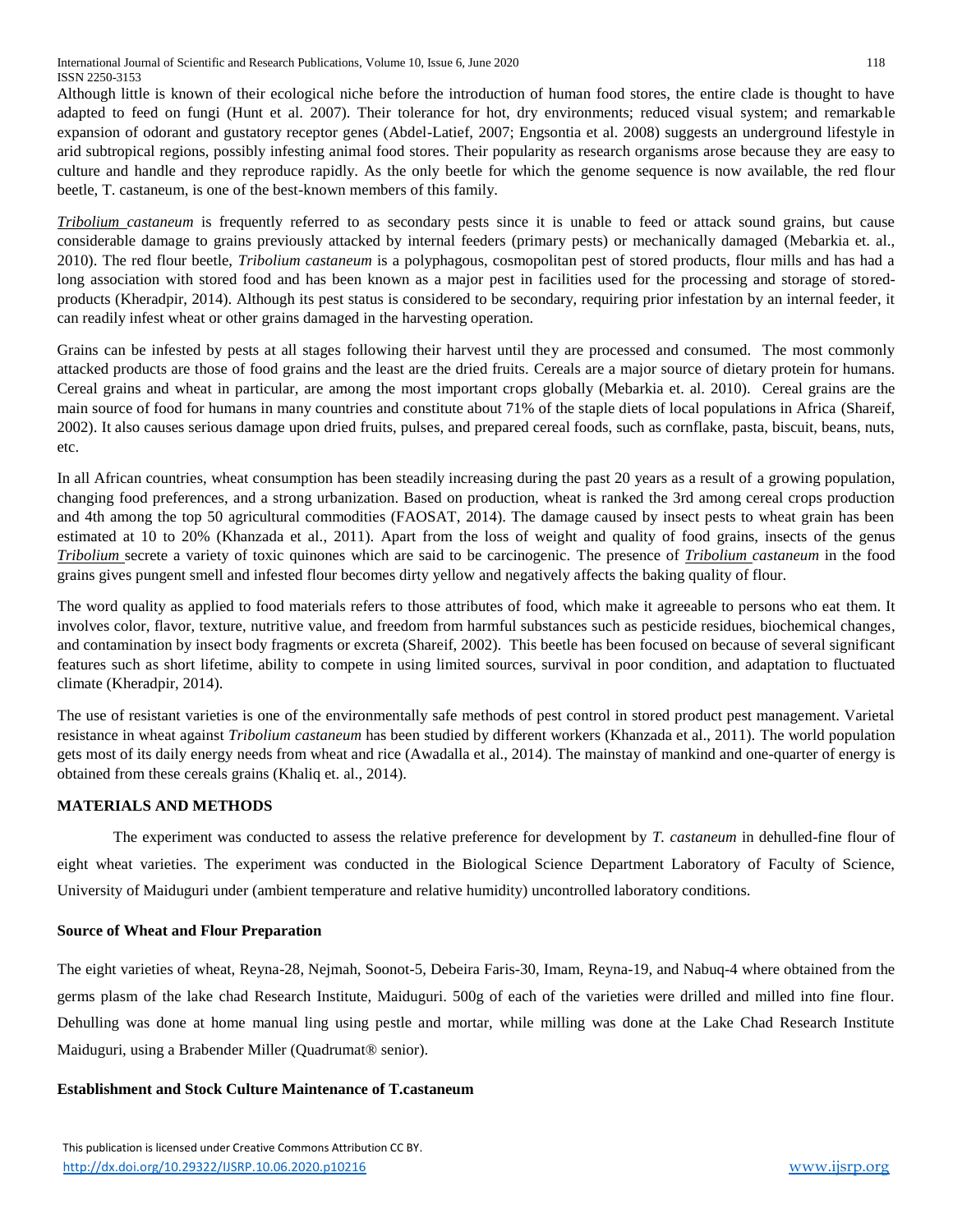Although little is known of their ecological niche before the introduction of human food stores, the entire clade is thought to have adapted to feed on fungi (Hunt et al. 2007). Their tolerance for hot, dry environments; reduced visual system; and remarkable expansion of odorant and gustatory receptor genes (Abdel-Latief, 2007; Engsontia et al. 2008) suggests an underground lifestyle in arid subtropical regions, possibly infesting animal food stores. Their popularity as research organisms arose because they are easy to culture and handle and they reproduce rapidly. As the only beetle for which the genome sequence is now available, the red flour beetle, T. castaneum, is one of the best-known members of this family.

*Tribolium castaneum* is frequently referred to as secondary pests since it is unable to feed or attack sound grains, but cause considerable damage to grains previously attacked by internal feeders (primary pests) or mechanically damaged (Mebarkia et. al., 2010). The red flour beetle, *Tribolium castaneum* is a polyphagous, cosmopolitan pest of stored products, flour mills and has had a long association with stored food and has been known as a major pest in facilities used for the processing and storage of stored-products (Kheradpir, 2014). Although its pest status is considered to be secondary, requiring prior infestation by an internal feeder, it can readily infest wheat or other grains damaged in the harvesting operation.

Grains can be infested by pests at all stages following their harvest until they are processed and consumed. The most commonly attacked products are those of food grains and the least are the dried fruits. Cereals are a major source of dietary protein for humans. Cereal grains and wheat in particular, are among the most important crops globally (Mebarkia et. al. 2010). Cereal grains are the main source of food for humans in many countries and constitute about 71% of the staple diets of local populations in Africa (Shareif, 2002). It also causes serious damage upon dried fruits, pulses, and prepared cereal foods, such as cornflake, pasta, biscuit, beans, nuts, etc.

In all African countries, wheat consumption has been steadily increasing during the past 20 years as a result of a growing population, changing food preferences, and a strong urbanization. Based on production, wheat is ranked the 3rd among cereal crops production and 4th among the top 50 agricultural commodities (FAOSAT, 2014). The damage caused by insect pests to wheat grain has been estimated at 10 to 20% (Khanzada et al., 2011). Apart from the loss of weight and quality of food grains, insects of the genus *Tribolium* secrete a variety of toxic quinones which are said to be carcinogenic. The presence of *Tribolium castaneum* in the food grains gives pungent smell and infested flour becomes dirty yellow and negatively affects the baking quality of flour.

The word quality as applied to food materials refers to those attributes of food, which make it agreeable to persons who eat them. It involves color, flavor, texture, nutritive value, and freedom from harmful substances such as pesticide residues, biochemical changes, and contamination by insect body fragments or excreta (Shareif, 2002). This beetle has been focused on because of several significant features such as short lifetime, ability to compete in using limited sources, survival in poor condition, and adaptation to fluctuated climate (Kheradpir, 2014).

The use of resistant varieties is one of the environmentally safe methods of pest control in stored product pest management. Varietal resistance in wheat against *Tribolium castaneum* has been studied by different workers (Khanzada et al., 2011). The world population gets most of its daily energy needs from wheat and rice (Awadalla et al., 2014). The mainstay of mankind and one-quarter of energy is obtained from these cereals grains (Khaliq et. al., 2014).

## MATERIALS AND METHODS

The experiment was conducted to assess the relative preference for development by *T. castaneum* in dehulled-fine flour of eight wheat varieties. The experiment was conducted in the Biological Science Department Laboratory of Faculty of Science, University of Maiduguri under (ambient temperature and relative humidity) uncontrolled laboratory conditions.

### Source of Wheat and Flour Preparation

The eight varieties of wheat, Reyna-28, Nejmah, Soonot-5, Debeira Faris-30, Imam, Reyna-19, and Nabuq-4 where obtained from the germs plasm of the lake chad Research Institute, Maiduguri. 500g of each of the varieties were drilled and milled into fine flour. Dehulling was done at home manual ling using pestle and mortar, while milling was done at the Lake Chad Research Institute Maiduguri, using a Brabender Miller (Quadrumat® senior).

### Establishment and Stock Culture Maintenance of T.castaneum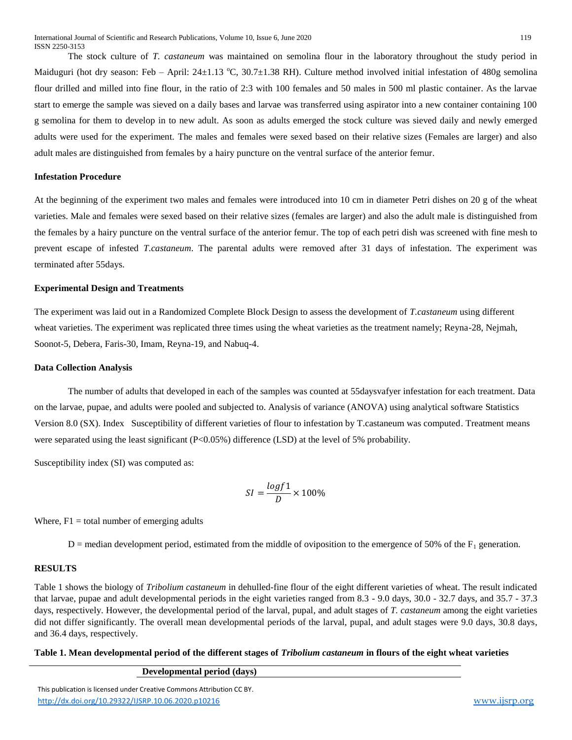The stock culture of *T. castaneum* was maintained on semolina flour in the laboratory throughout the study period in Maiduguri (hot dry season: Feb – April: 24±1.13 °C, 30.7±1.38 RH). Culture method involved initial infestation of 480g semolina flour drilled and milled into fine flour, in the ratio of 2:3 with 100 females and 50 males in 500 ml plastic container. As the larvae start to emerge the sample was sieved on a daily bases and larvae was transferred using aspirator into a new container containing 100 g semolina for them to develop in to new adult. As soon as adults emerged the stock culture was sieved daily and newly emerged adults were used for the experiment. The males and females were sexed based on their relative sizes (Females are larger) and also adult males are distinguished from females by a hairy puncture on the ventral surface of the anterior femur.

**Infestation Procedure**

At the beginning of the experiment two males and females were introduced into 10 cm in diameter Petri dishes on 20 g of the wheat varieties. Male and females were sexed based on their relative sizes (females are larger) and also the adult male is distinguished from the females by a hairy puncture on the ventral surface of the anterior femur. The top of each petri dish was screened with fine mesh to prevent escape of infested *T.castaneum*. The parental adults were removed after 31 days of infestation. The experiment was terminated after 55days.

**Experimental Design and Treatments**

The experiment was laid out in a Randomized Complete Block Design to assess the development of *T.castaneum* using different wheat varieties. The experiment was replicated three times using the wheat varieties as the treatment namely; Reyna-28, Nejmah, Soonot-5, Debera, Faris-30, Imam, Reyna-19, and Nabuq-4.

**Data Collection Analysis**

The number of adults that developed in each of the samples was counted at 55daysvafyer infestation for each treatment. Data on the larvae, pupae, and adults were pooled and subjected to. Analysis of variance (ANOVA) using analytical software Statistics Version 8.0 (SX). Index Susceptibility of different varieties of flour to infestation by T.castaneum was computed. Treatment means were separated using the least significant (P<0.05%) difference (LSD) at the level of 5% probability.

Susceptibility index (SI) was computed as:

$$SI = \frac{log f1}{D} \times 100\%$$

Where, F1 = total number of emerging adults

D = median development period, estimated from the middle of oviposition to the emergence of 50% of the $F_1$ generation.

**RESULTS**

Table 1 shows the biology of *Tribolium castaneum* in dehulled-fine flour of the eight different varieties of wheat. The result indicated that larvae, pupae and adult developmental periods in the eight varieties ranged from 8.3 - 9.0 days, 30.0 - 32.7 days, and 35.7 - 37.3 days, respectively. However, the developmental period of the larval, pupal, and adult stages of *T. castaneum* among the eight varieties did not differ significantly. The overall mean developmental periods of the larval, pupal, and adult stages were 9.0 days, 30.8 days, and 36.4 days, respectively.

**Table 1. Mean developmental period of the different stages of *Tribolium castaneum* in flours of the eight wheat varieties**

| | Developmental period (days) |
|---|---|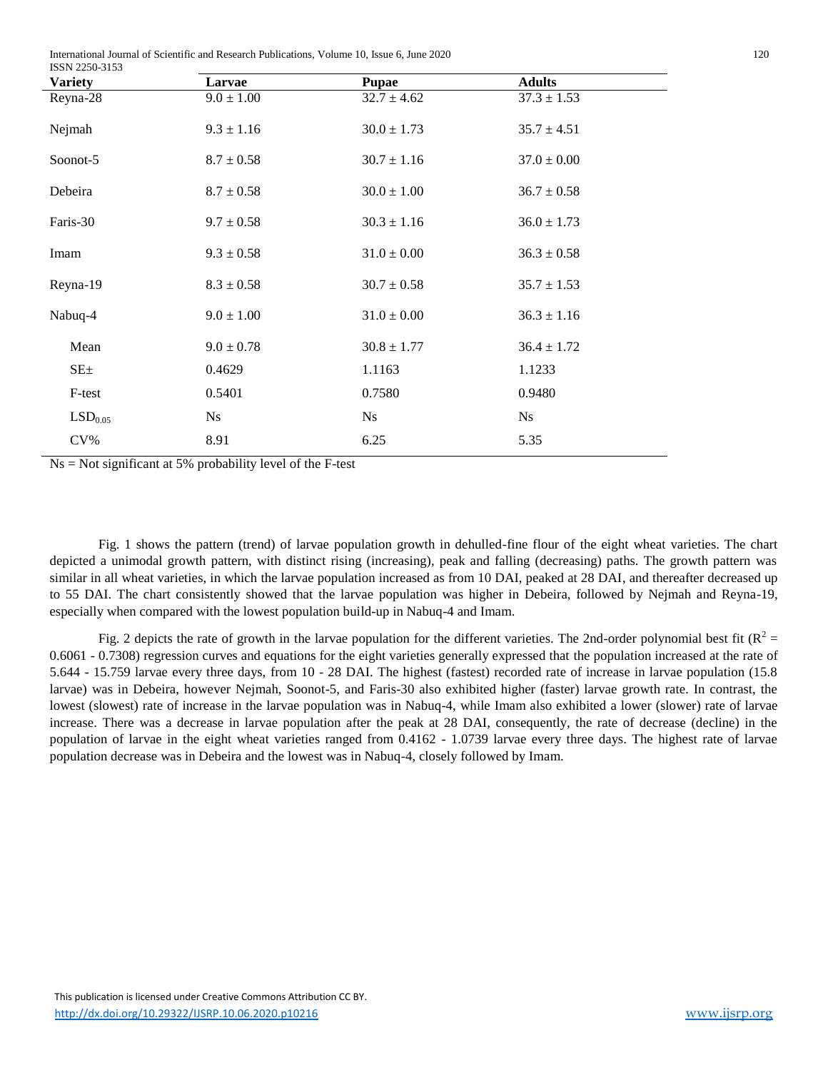| Variety | Larvae | Pupae | Adults |
|---|---|---|---|
| Reyna-28 | 9.0 ± 1.00 | 32.7 ± 4.62 | 37.3 ± 1.53 |
| Nejmah | 9.3 ± 1.16 | 30.0 ± 1.73 | 35.7 ± 4.51 |
| Soonot-5 | 8.7 ± 0.58 | 30.7 ± 1.16 | 37.0 ± 0.00 |
| Debeira | 8.7 ± 0.58 | 30.0 ± 1.00 | 36.7 ± 0.58 |
| Faris-30 | 9.7 ± 0.58 | 30.3 ± 1.16 | 36.0 ± 1.73 |
| Imam | 9.3 ± 0.58 | 31.0 ± 0.00 | 36.3 ± 0.58 |
| Reyna-19 | 8.3 ± 0.58 | 30.7 ± 0.58 | 35.7 ± 1.53 |
| Nabuq-4 | 9.0 ± 1.00 | 31.0 ± 0.00 | 36.3 ± 1.16 |
| Mean | 9.0 ± 0.78 | 30.8 ± 1.77 | 36.4 ± 1.72 |
| SE± | 0.4629 | 1.1163 | 1.1233 |
| F-test | 0.5401 | 0.7580 | 0.9480 |
| $LSD_{0.05}$ | Ns | Ns | Ns |
| CV% | 8.91 | 6.25 | 5.35 |

Ns = Not significant at 5% probability level of the F-test

Fig. 1 shows the pattern (trend) of larvae population growth in dehulled-fine flour of the eight wheat varieties. The chart depicted a unimodal growth pattern, with distinct rising (increasing), peak and falling (decreasing) paths. The growth pattern was similar in all wheat varieties, in which the larvae population increased as from 10 DAI, peaked at 28 DAI, and thereafter decreased up to 55 DAI. The chart consistently showed that the larvae population was higher in Debeira, followed by Nejmah and Reyna-19, especially when compared with the lowest population build-up in Nabuq-4 and Imam.

Fig. 2 depicts the rate of growth in the larvae population for the different varieties. The 2nd-order polynomial best fit ($R^2$ = 0.6061 - 0.7308) regression curves and equations for the eight varieties generally expressed that the population increased at the rate of 5.644 - 15.759 larvae every three days, from 10 - 28 DAI. The highest (fastest) recorded rate of increase in larvae population (15.8 larvae) was in Debeira, however Nejmah, Soonot-5, and Faris-30 also exhibited higher (faster) larvae growth rate. In contrast, the lowest (slowest) rate of increase in the larvae population was in Nabuq-4, while Imam also exhibited a lower (slower) rate of larvae increase. There was a decrease in larvae population after the peak at 28 DAI, consequently, the rate of decrease (decline) in the population of larvae in the eight wheat varieties ranged from 0.4162 - 1.0739 larvae every three days. The highest rate of larvae population decrease was in Debeira and the lowest was in Nabuq-4, closely followed by Imam.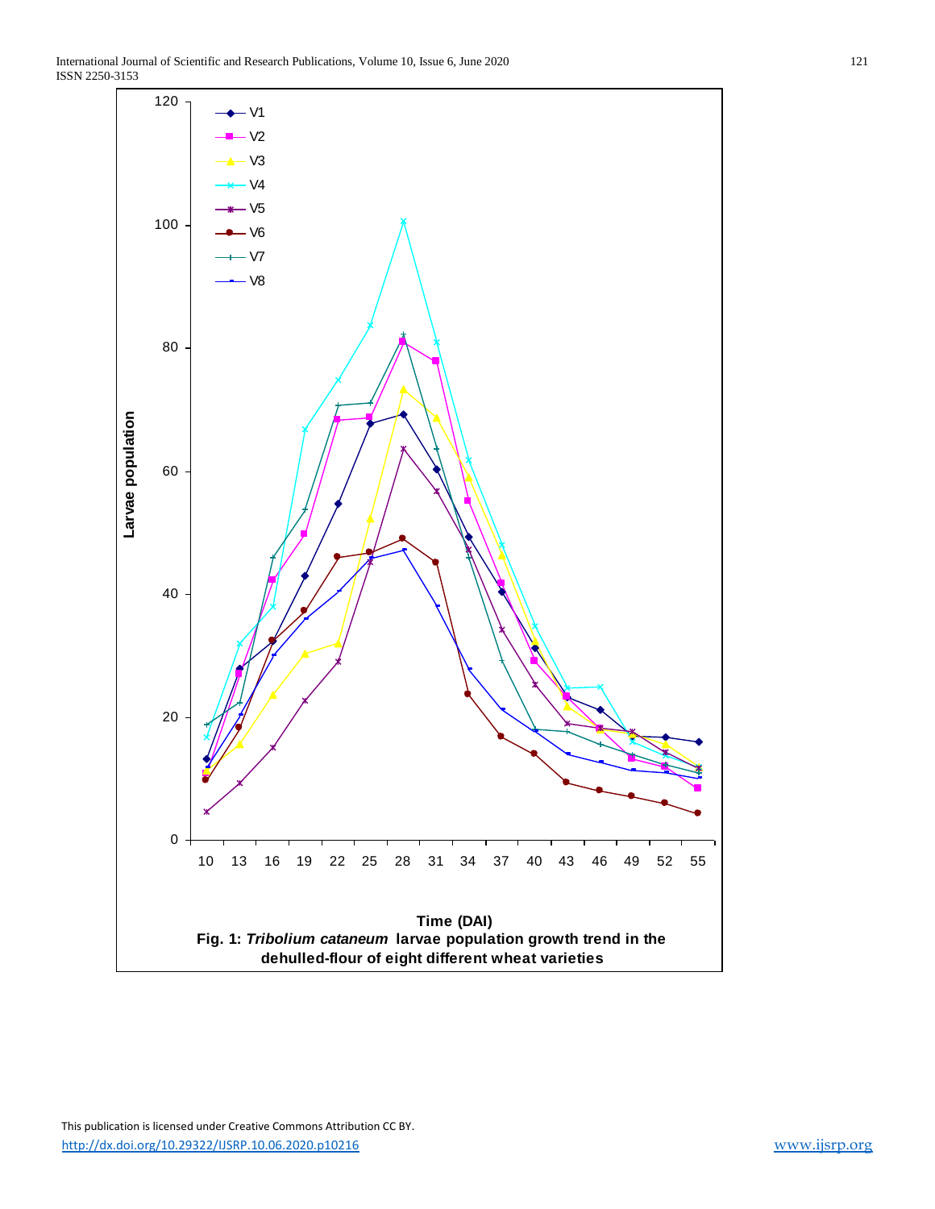**Fig. 1: *Tribolium cataneum* larvae population growth trend in the dehulled-flour of eight different wheat varieties**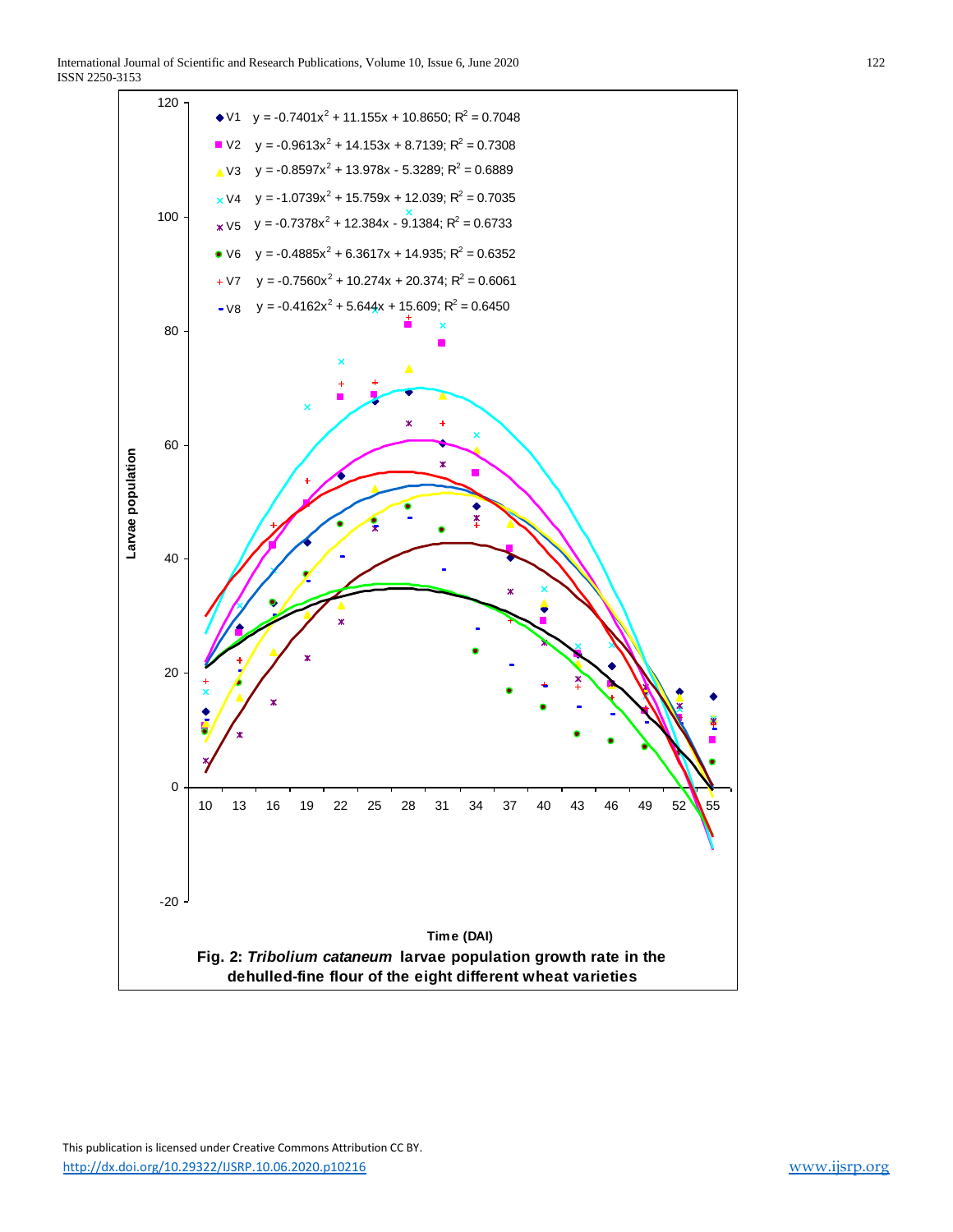Larvae population

| | Equation |
|---|---|
| V1 | $y = -0.7401x^2 + 11.155x + 10.8650$; $R^2 = 0.7048$ |
| V2 | $y = -0.9613x^2 + 14.153x + 8.7139$; $R^2 = 0.7308$ |
| V3 | $y = -0.8597x^2 + 13.978x - 5.3289$; $R^2 = 0.6889$ |
| V4 | $y = -1.0739x^2 + 15.759x + 12.039$; $R^2 = 0.7035$ |
| V5 | $y = -0.7378x^2 + 12.384x - 9.1384$; $R^2 = 0.6733$ |
| V6 | $y = -0.4885x^2 + 6.3617x + 14.935$; $R^2 = 0.6352$ |
| V7 | $y = -0.7560x^2 + 10.274x + 20.374$; $R^2 = 0.6061$ |
| V8 | $y = -0.4162x^2 + 5.644x + 15.609$; $R^2 = 0.6450$ |

Time (DAI)

**Fig. 2: *Tribolium cataneum* larvae population growth rate in the dehulled-fine flour of the eight different wheat varieties**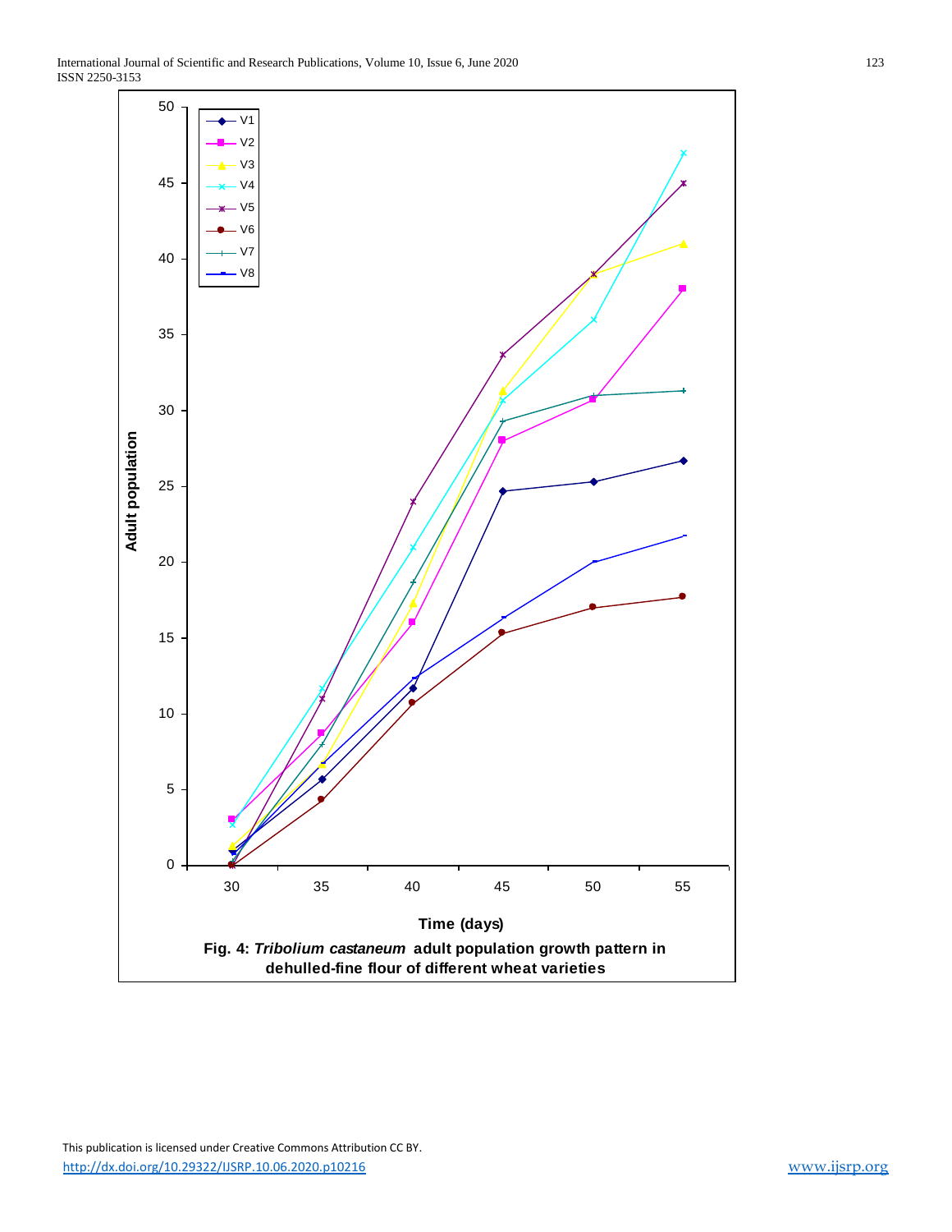Fig. 4: ***Tribolium castaneum*** **adult population growth pattern in dehulled-fine flour of different wheat varieties**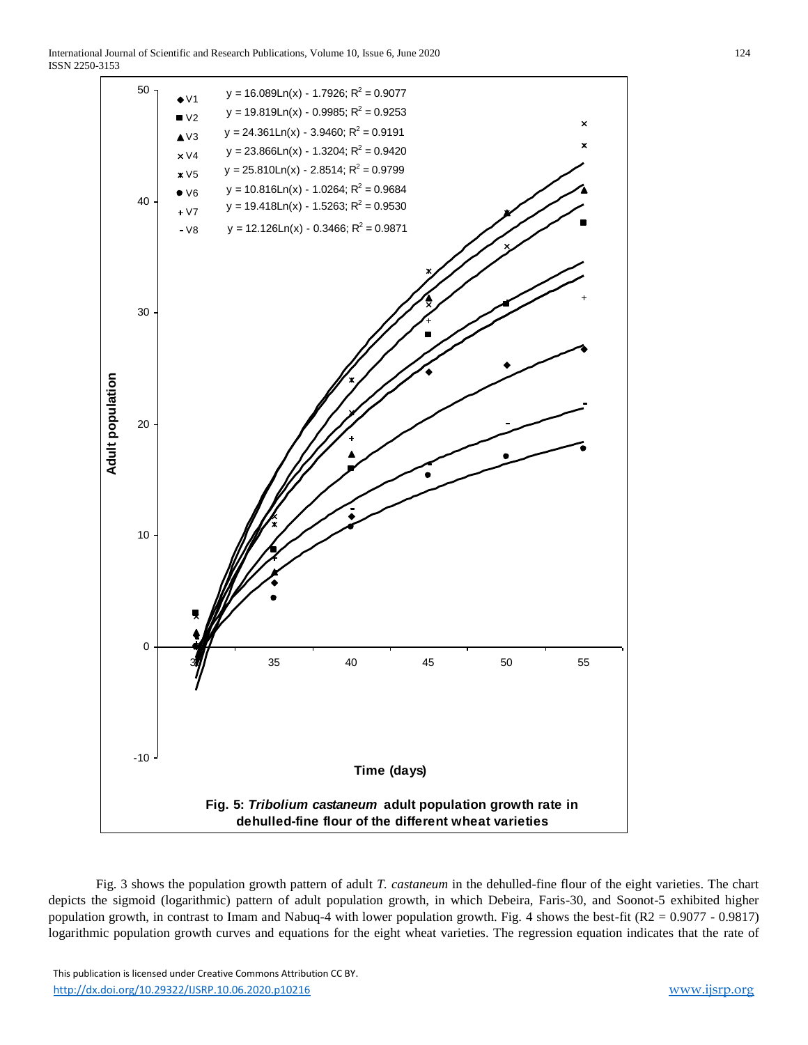V1: $y = 16.089Ln(x) - 1.7926$; $R^2 = 0.9077$

V2: $y = 19.819Ln(x) - 0.9985$; $R^2 = 0.9253$

V3: $y = 24.361Ln(x) - 3.9460$; $R^2 = 0.9191$

V4: $y = 23.866Ln(x) - 1.3204$; $R^2 = 0.9420$

V5: $y = 25.810Ln(x) - 2.8514$; $R^2 = 0.9799$

V6: $y = 10.816Ln(x) - 1.0264$; $R^2 = 0.9684$

V7: $y = 19.418Ln(x) - 1.5263$; $R^2 = 0.9530$

V8: $y = 12.126Ln(x) - 0.3466$; $R^2 = 0.9871$

Adult population

Time (days)

**Fig. 5: *Tribolium castaneum* adult population growth rate in dehulled-fine flour of the different wheat varieties**

Fig. 3 shows the population growth pattern of adult *T. castaneum* in the dehulled-fine flour of the eight varieties. The chart depicts the sigmoid (logarithmic) pattern of adult population growth, in which Debeira, Faris-30, and Soonot-5 exhibited higher population growth, in contrast to Imam and Nabuq-4 with lower population growth. Fig. 4 shows the best-fit (R2 = 0.9077 - 0.9817) logarithmic population growth curves and equations for the eight wheat varieties. The regression equation indicates that the rate of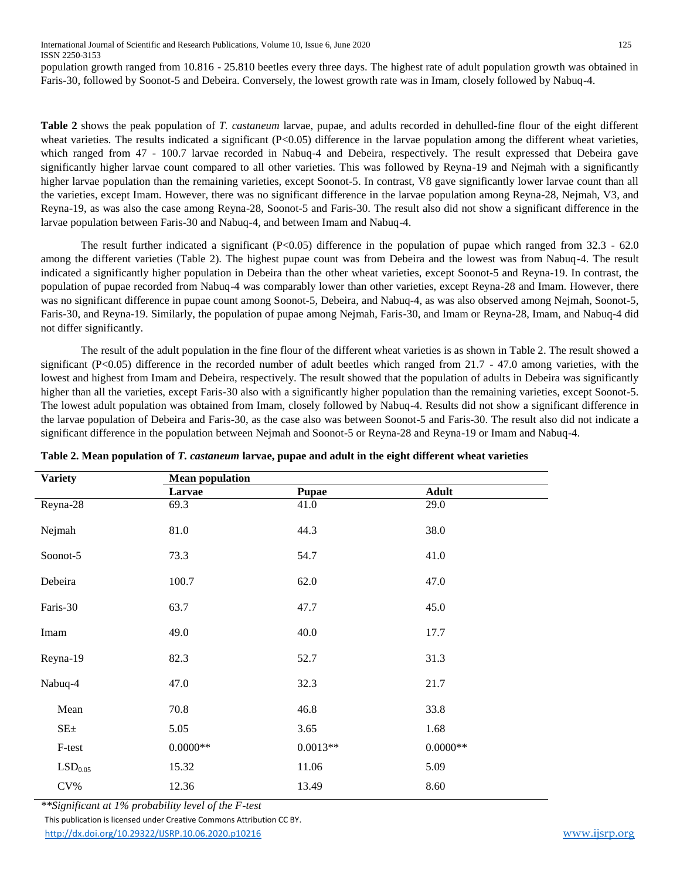population growth ranged from 10.816 - 25.810 beetles every three days. The highest rate of adult population growth was obtained in Faris-30, followed by Soonot-5 and Debeira. Conversely, the lowest growth rate was in Imam, closely followed by Nabuq-4.

**Table 2** shows the peak population of *T. castaneum* larvae, pupae, and adults recorded in dehulled-fine flour of the eight different wheat varieties. The results indicated a significant (P<0.05) difference in the larvae population among the different wheat varieties, which ranged from 47 - 100.7 larvae recorded in Nabuq-4 and Debeira, respectively. The result expressed that Debeira gave significantly higher larvae count compared to all other varieties. This was followed by Reyna-19 and Nejmah with a significantly higher larvae population than the remaining varieties, except Soonot-5. In contrast, V8 gave significantly lower larvae count than all the varieties, except Imam. However, there was no significant difference in the larvae population among Reyna-28, Nejmah, V3, and Reyna-19, as was also the case among Reyna-28, Soonot-5 and Faris-30. The result also did not show a significant difference in the larvae population between Faris-30 and Nabuq-4, and between Imam and Nabuq-4.

The result further indicated a significant (P<0.05) difference in the population of pupae which ranged from 32.3 - 62.0 among the different varieties (Table 2). The highest pupae count was from Debeira and the lowest was from Nabuq-4. The result indicated a significantly higher population in Debeira than the other wheat varieties, except Soonot-5 and Reyna-19. In contrast, the population of pupae recorded from Nabuq-4 was comparably lower than other varieties, except Reyna-28 and Imam. However, there was no significant difference in pupae count among Soonot-5, Debeira, and Nabuq-4, as was also observed among Nejmah, Soonot-5, Faris-30, and Reyna-19. Similarly, the population of pupae among Nejmah, Faris-30, and Imam or Reyna-28, Imam, and Nabuq-4 did not differ significantly.

The result of the adult population in the fine flour of the different wheat varieties is as shown in Table 2. The result showed a significant (P<0.05) difference in the recorded number of adult beetles which ranged from 21.7 - 47.0 among varieties, with the lowest and highest from Imam and Debeira, respectively. The result showed that the population of adults in Debeira was significantly higher than all the varieties, except Faris-30 also with a significantly higher population than the remaining varieties, except Soonot-5. The lowest adult population was obtained from Imam, closely followed by Nabuq-4. Results did not show a significant difference in the larvae population of Debeira and Faris-30, as the case also was between Soonot-5 and Faris-30. The result also did not indicate a significant difference in the population between Nejmah and Soonot-5 or Reyna-28 and Reyna-19 or Imam and Nabuq-4.

**Table 2. Mean population of *T. castaneum* larvae, pupae and adult in the eight different wheat varieties**

| Variety | Mean population | | |
|---|---|---|---|
| | Larvae | Pupae | Adult |
| Reyna-28 | 69.3 | 41.0 | 29.0 |
| Nejmah | 81.0 | 44.3 | 38.0 |
| Soonot-5 | 73.3 | 54.7 | 41.0 |
| Debeira | 100.7 | 62.0 | 47.0 |
| Faris-30 | 63.7 | 47.7 | 45.0 |
| Imam | 49.0 | 40.0 | 17.7 |
| Reyna-19 | 82.3 | 52.7 | 31.3 |
| Nabuq-4 | 47.0 | 32.3 | 21.7 |
| Mean | 70.8 | 46.8 | 33.8 |
| SE± | 5.05 | 3.65 | 1.68 |
| F-test | 0.0000** | 0.0013** | 0.0000** |
| $LSD_{0.05}$ | 15.32 | 11.06 | 5.09 |
| CV% | 12.36 | 13.49 | 8.60 |

*\*\*Significant at 1% probability level of the F-test*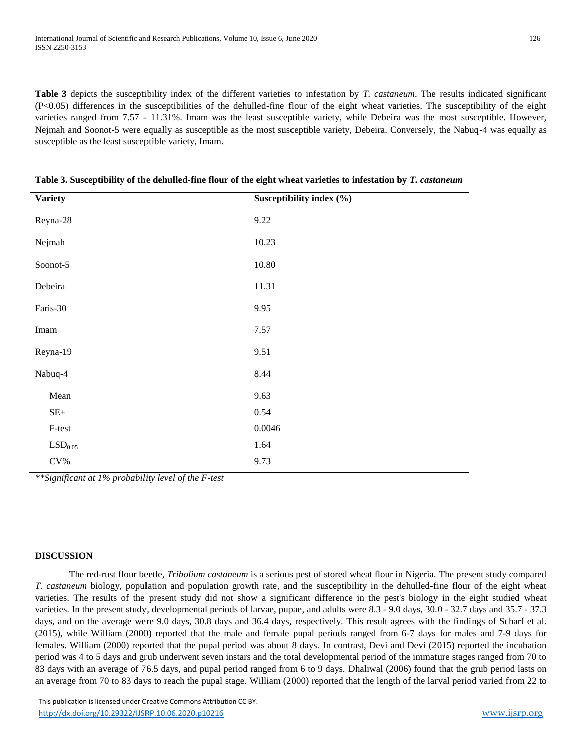**Table 3** depicts the susceptibility index of the different varieties to infestation by *T. castaneum*. The results indicated significant ($P<0.05$) differences in the susceptibilities of the dehulled-fine flour of the eight wheat varieties. The susceptibility of the eight varieties ranged from 7.57 - 11.31%. Imam was the least susceptible variety, while Debeira was the most susceptible. However, Nejmah and Soonot-5 were equally as susceptible as the most susceptible variety, Debeira. Conversely, the Nabuq-4 was equally as susceptible as the least susceptible variety, Imam.

**Table 3. Susceptibility of the dehulled-fine flour of the eight wheat varieties to infestation by *T. castaneum***

| Variety | Susceptibility index (%) |
|---|---|
| Reyna-28 | 9.22 |
| Nejmah | 10.23 |
| Soonot-5 | 10.80 |
| Debeira | 11.31 |
| Faris-30 | 9.95 |
| Imam | 7.57 |
| Reyna-19 | 9.51 |
| Nabuq-4 | 8.44 |
| Mean | 9.63 |
| SE± | 0.54 |
| F-test | 0.0046 |
| $LSD_{0.05}$ | 1.64 |
| CV% | 9.73 |

*\*\*Significant at 1% probability level of the F-test*

## DISCUSSION

The red-rust flour beetle, *Tribolium castaneum* is a serious pest of stored wheat flour in Nigeria. The present study compared *T. castaneum* biology, population and population growth rate, and the susceptibility in the dehulled-fine flour of the eight wheat varieties. The results of the present study did not show a significant difference in the pest's biology in the eight studied wheat varieties. In the present study, developmental periods of larvae, pupae, and adults were 8.3 - 9.0 days, 30.0 - 32.7 days and 35.7 - 37.3 days, and on the average were 9.0 days, 30.8 days and 36.4 days, respectively. This result agrees with the findings of Scharf et al. (2015), while William (2000) reported that the male and female pupal periods ranged from 6-7 days for males and 7-9 days for females. William (2000) reported that the pupal period was about 8 days. In contrast, Devi and Devi (2015) reported the incubation period was 4 to 5 days and grub underwent seven instars and the total developmental period of the immature stages ranged from 70 to 83 days with an average of 76.5 days, and pupal period ranged from 6 to 9 days. Dhaliwal (2006) found that the grub period lasts on an average from 70 to 83 days to reach the pupal stage. William (2000) reported that the length of the larval period varied from 22 to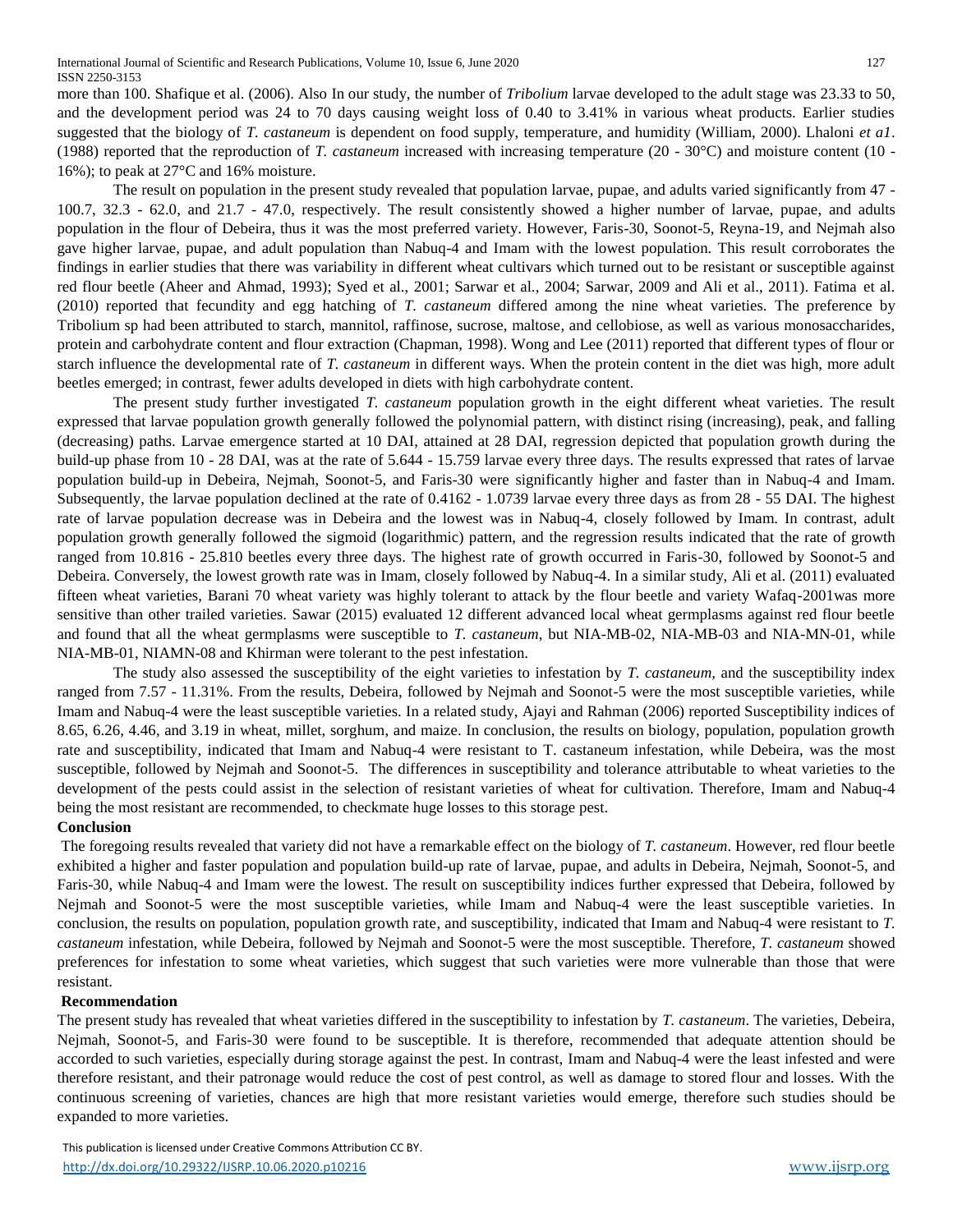more than 100. Shafique et al. (2006). Also In our study, the number of *Tribolium* larvae developed to the adult stage was 23.33 to 50, and the development period was 24 to 70 days causing weight loss of 0.40 to 3.41% in various wheat products. Earlier studies suggested that the biology of *T. castaneum* is dependent on food supply, temperature, and humidity (William, 2000). Lhaloni *et a1*. (1988) reported that the reproduction of *T. castaneum* increased with increasing temperature (20 - 30°C) and moisture content (10 - 16%); to peak at 27°C and 16% moisture.

The result on population in the present study revealed that population larvae, pupae, and adults varied significantly from 47 - 100.7, 32.3 - 62.0, and 21.7 - 47.0, respectively. The result consistently showed a higher number of larvae, pupae, and adults population in the flour of Debeira, thus it was the most preferred variety. However, Faris-30, Soonot-5, Reyna-19, and Nejmah also gave higher larvae, pupae, and adult population than Nabuq-4 and Imam with the lowest population. This result corroborates the findings in earlier studies that there was variability in different wheat cultivars which turned out to be resistant or susceptible against red flour beetle (Aheer and Ahmad, 1993); Syed et al., 2001; Sarwar et al., 2004; Sarwar, 2009 and Ali et al., 2011). Fatima et al. (2010) reported that fecundity and egg hatching of *T. castaneum* differed among the nine wheat varieties. The preference by Tribolium sp had been attributed to starch, mannitol, raffinose, sucrose, maltose, and cellobiose, as well as various monosaccharides, protein and carbohydrate content and flour extraction (Chapman, 1998). Wong and Lee (2011) reported that different types of flour or starch influence the developmental rate of *T. castaneum* in different ways. When the protein content in the diet was high, more adult beetles emerged; in contrast, fewer adults developed in diets with high carbohydrate content.

The present study further investigated *T. castaneum* population growth in the eight different wheat varieties. The result expressed that larvae population growth generally followed the polynomial pattern, with distinct rising (increasing), peak, and falling (decreasing) paths. Larvae emergence started at 10 DAI, attained at 28 DAI, regression depicted that population growth during the build-up phase from 10 - 28 DAI, was at the rate of 5.644 - 15.759 larvae every three days. The results expressed that rates of larvae population build-up in Debeira, Nejmah, Soonot-5, and Faris-30 were significantly higher and faster than in Nabuq-4 and Imam. Subsequently, the larvae population declined at the rate of 0.4162 - 1.0739 larvae every three days as from 28 - 55 DAI. The highest rate of larvae population decrease was in Debeira and the lowest was in Nabuq-4, closely followed by Imam. In contrast, adult population growth generally followed the sigmoid (logarithmic) pattern, and the regression results indicated that the rate of growth ranged from 10.816 - 25.810 beetles every three days. The highest rate of growth occurred in Faris-30, followed by Soonot-5 and Debeira. Conversely, the lowest growth rate was in Imam, closely followed by Nabuq-4. In a similar study, Ali et al. (2011) evaluated fifteen wheat varieties, Barani 70 wheat variety was highly tolerant to attack by the flour beetle and variety Wafaq-2001was more sensitive than other trailed varieties. Sawar (2015) evaluated 12 different advanced local wheat germplasms against red flour beetle and found that all the wheat germplasms were susceptible to *T. castaneum*, but NIA-MB-02, NIA-MB-03 and NIA-MN-01, while NIA-MB-01, NIAMN-08 and Khirman were tolerant to the pest infestation.

The study also assessed the susceptibility of the eight varieties to infestation by *T. castaneum*, and the susceptibility index ranged from 7.57 - 11.31%. From the results, Debeira, followed by Nejmah and Soonot-5 were the most susceptible varieties, while Imam and Nabuq-4 were the least susceptible varieties. In a related study, Ajayi and Rahman (2006) reported Susceptibility indices of 8.65, 6.26, 4.46, and 3.19 in wheat, millet, sorghum, and maize. In conclusion, the results on biology, population, population growth rate and susceptibility, indicated that Imam and Nabuq-4 were resistant to T. castaneum infestation, while Debeira, was the most susceptible, followed by Nejmah and Soonot-5. The differences in susceptibility and tolerance attributable to wheat varieties to the development of the pests could assist in the selection of resistant varieties of wheat for cultivation. Therefore, Imam and Nabuq-4 being the most resistant are recommended, to checkmate huge losses to this storage pest.

## Conclusion

The foregoing results revealed that variety did not have a remarkable effect on the biology of *T. castaneum*. However, red flour beetle exhibited a higher and faster population and population build-up rate of larvae, pupae, and adults in Debeira, Nejmah, Soonot-5, and Faris-30, while Nabuq-4 and Imam were the lowest. The result on susceptibility indices further expressed that Debeira, followed by Nejmah and Soonot-5 were the most susceptible varieties, while Imam and Nabuq-4 were the least susceptible varieties. In conclusion, the results on population, population growth rate, and susceptibility, indicated that Imam and Nabuq-4 were resistant to *T. castaneum* infestation, while Debeira, followed by Nejmah and Soonot-5 were the most susceptible. Therefore, *T. castaneum* showed preferences for infestation to some wheat varieties, which suggest that such varieties were more vulnerable than those that were resistant.

## Recommendation

The present study has revealed that wheat varieties differed in the susceptibility to infestation by *T. castaneum*. The varieties, Debeira, Nejmah, Soonot-5, and Faris-30 were found to be susceptible. It is therefore, recommended that adequate attention should be accorded to such varieties, especially during storage against the pest. In contrast, Imam and Nabuq-4 were the least infested and were therefore resistant, and their patronage would reduce the cost of pest control, as well as damage to stored flour and losses. With the continuous screening of varieties, chances are high that more resistant varieties would emerge, therefore such studies should be expanded to more varieties.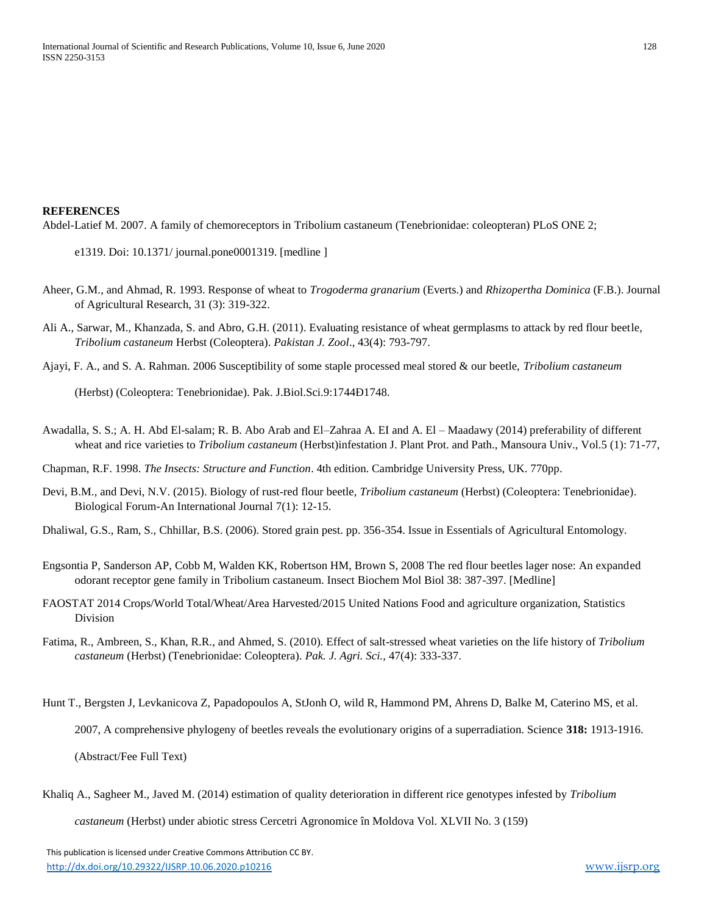**REFERENCES**

Abdel-Latief M. 2007. A family of chemoreceptors in Tribolium castaneum (Tenebrionidae: coleopteran) PLoS ONE 2; e1319. Doi: 10.1371/ journal.pone0001319. [medline ]

Aheer, G.M., and Ahmad, R. 1993. Response of wheat to *Trogoderma granarium* (Everts.) and *Rhizopertha Dominica* (F.B.). Journal of Agricultural Research, 31 (3): 319-322.

Ali A., Sarwar, M., Khanzada, S. and Abro, G.H. (2011). Evaluating resistance of wheat germplasms to attack by red flour beetle, *Tribolium castaneum* Herbst (Coleoptera). *Pakistan J. Zool*., 43(4): 793-797.

Ajayi, F. A., and S. A. Rahman. 2006 Susceptibility of some staple processed meal stored & our beetle, *Tribolium castaneum* (Herbst) (Coleoptera: Tenebrionidae). Pak. J.Biol.Sci.9:1744Ð1748.

Awadalla, S. S.; A. H. Abd El-salam; R. B. Abo Arab and El–Zahraa A. EI and A. El – Maadawy (2014) preferability of different wheat and rice varieties to *Tribolium castaneum* (Herbst)infestation J. Plant Prot. and Path., Mansoura Univ., Vol.5 (1): 71-77,

Chapman, R.F. 1998. *The Insects: Structure and Function*. 4th edition. Cambridge University Press, UK. 770pp.

Devi, B.M., and Devi, N.V. (2015). Biology of rust-red flour beetle, *Tribolium castaneum* (Herbst) (Coleoptera: Tenebrionidae). Biological Forum-An International Journal 7(1): 12-15.

Dhaliwal, G.S., Ram, S., Chhillar, B.S. (2006). Stored grain pest. pp. 356-354. Issue in Essentials of Agricultural Entomology.

Engsontia P, Sanderson AP, Cobb M, Walden KK, Robertson HM, Brown S, 2008 The red flour beetles lager nose: An expanded odorant receptor gene family in Tribolium castaneum. Insect Biochem Mol Biol 38: 387-397. [Medline]

FAOSTAT 2014 Crops/World Total/Wheat/Area Harvested/2015 United Nations Food and agriculture organization, Statistics Division

Fatima, R., Ambreen, S., Khan, R.R., and Ahmed, S. (2010). Effect of salt-stressed wheat varieties on the life history of *Tribolium castaneum* (Herbst) (Tenebrionidae: Coleoptera). *Pak. J. Agri. Sci.,* 47(4): 333-337.

Hunt T., Bergsten J, Levkanicova Z, Papadopoulos A, StJonh O, wild R, Hammond PM, Ahrens D, Balke M, Caterino MS, et al. 2007, A comprehensive phylogeny of beetles reveals the evolutionary origins of a superradiation. Science **318:** 1913-1916. (Abstract/Fee Full Text)

Khaliq A., Sagheer M., Javed M. (2014) estimation of quality deterioration in different rice genotypes infested by *Tribolium castaneum* (Herbst) under abiotic stress Cercetri Agronomice în Moldova Vol. XLVII No. 3 (159)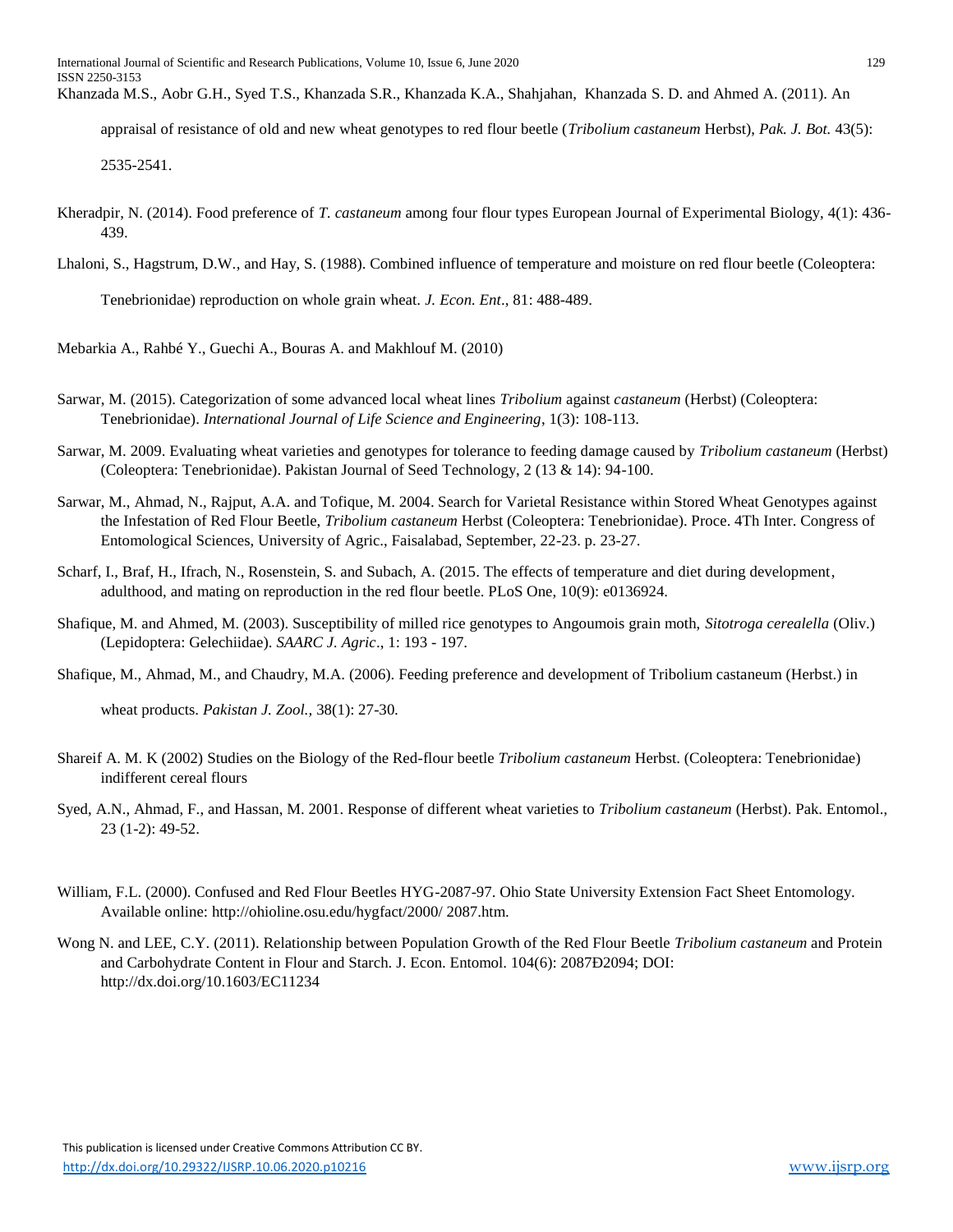Khanzada M.S., Aobr G.H., Syed T.S., Khanzada S.R., Khanzada K.A., Shahjahan, Khanzada S. D. and Ahmed A. (2011). An appraisal of resistance of old and new wheat genotypes to red flour beetle (*Tribolium castaneum* Herbst), *Pak. J. Bot.* 43(5): 2535-2541.

Kheradpir, N. (2014). Food preference of *T. castaneum* among four flour types European Journal of Experimental Biology, 4(1): 436-439.

Lhaloni, S., Hagstrum, D.W., and Hay, S. (1988). Combined influence of temperature and moisture on red flour beetle (Coleoptera: Tenebrionidae) reproduction on whole grain wheat. *J. Econ. Ent*., 81: 488-489.

Mebarkia A., Rahbé Y., Guechi A., Bouras A. and Makhlouf M. (2010)

Sarwar, M. (2015). Categorization of some advanced local wheat lines *Tribolium* against *castaneum* (Herbst) (Coleoptera: Tenebrionidae). *International Journal of Life Science and Engineering*, 1(3): 108-113.

Sarwar, M. 2009. Evaluating wheat varieties and genotypes for tolerance to feeding damage caused by *Tribolium castaneum* (Herbst) (Coleoptera: Tenebrionidae). Pakistan Journal of Seed Technology, 2 (13 & 14): 94-100.

Sarwar, M., Ahmad, N., Rajput, A.A. and Tofique, M. 2004. Search for Varietal Resistance within Stored Wheat Genotypes against the Infestation of Red Flour Beetle, *Tribolium castaneum* Herbst (Coleoptera: Tenebrionidae). Proce. 4Th Inter. Congress of Entomological Sciences, University of Agric., Faisalabad, September, 22-23. p. 23-27.

Scharf, I., Braf, H., Ifrach, N., Rosenstein, S. and Subach, A. (2015. The effects of temperature and diet during development, adulthood, and mating on reproduction in the red flour beetle. PLoS One, 10(9): e0136924.

Shafique, M. and Ahmed, M. (2003). Susceptibility of milled rice genotypes to Angoumois grain moth, *Sitotroga cerealella* (Oliv.) (Lepidoptera: Gelechiidae). *SAARC J. Agric*., 1: 193 - 197.

Shafique, M., Ahmad, M., and Chaudry, M.A. (2006). Feeding preference and development of Tribolium castaneum (Herbst.) in wheat products. *Pakistan J. Zool.*, 38(1): 27-30.

Shareif A. M. K (2002) Studies on the Biology of the Red-flour beetle *Tribolium castaneum* Herbst. (Coleoptera: Tenebrionidae) indifferent cereal flours

Syed, A.N., Ahmad, F., and Hassan, M. 2001. Response of different wheat varieties to *Tribolium castaneum* (Herbst). Pak. Entomol., 23 (1-2): 49-52.

William, F.L. (2000). Confused and Red Flour Beetles HYG-2087-97. Ohio State University Extension Fact Sheet Entomology. Available online: http://ohioline.osu.edu/hygfact/2000/ 2087.htm.

Wong N. and LEE, C.Y. (2011). Relationship between Population Growth of the Red Flour Beetle *Tribolium castaneum* and Protein and Carbohydrate Content in Flour and Starch. J. Econ. Entomol. 104(6): 2087Ð2094; DOI: http://dx.doi.org/10.1603/EC11234